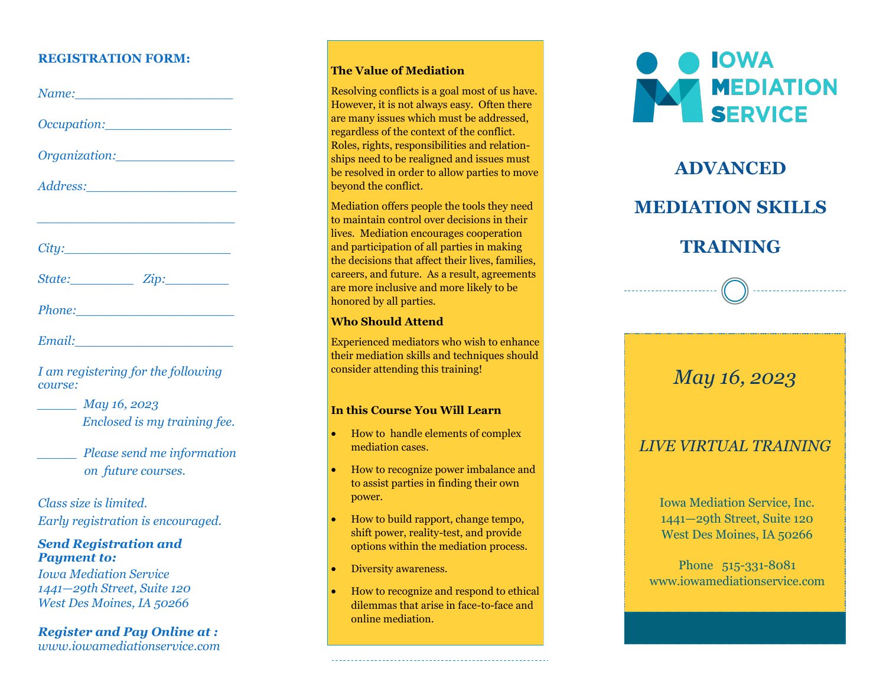**REGISTRATION FORM:**

*Name:____________________*

*Occupation:________________*

*Organization:_______________*

*Address:___________________*

*_________________________*

*City:______________________*

*State:________ Zip:________*

*Phone:____________________*

*Email:_____________________*

*I am registering for the following course:*

*_____ May 16, 2023*
*Enclosed is my training fee.*

*_____ Please send me information on future courses.*

*Class size is limited.*
*Early registration is encouraged.*

***Send Registration and Payment to:***

*Iowa Mediation Service*
*1441—29th Street, Suite 120*
*West Des Moines, IA 50266*

***Register and Pay Online at :***
*www.iowamediationservice.com*

### The Value of Mediation

Resolving conflicts is a goal most of us have. However, it is not always easy. Often there are many issues which must be addressed, regardless of the context of the conflict. Roles, rights, responsibilities and relationships need to be realigned and issues must be resolved in order to allow parties to move beyond the conflict.

Mediation offers people the tools they need to maintain control over decisions in their lives. Mediation encourages cooperation and participation of all parties in making the decisions that affect their lives, families, careers, and future. As a result, agreements are more inclusive and more likely to be honored by all parties.

### Who Should Attend

Experienced mediators who wish to enhance their mediation skills and techniques should consider attending this training!

### In this Course You Will Learn

- How to handle elements of complex mediation cases.
- How to recognize power imbalance and to assist parties in finding their own power.
- How to build rapport, change tempo, shift power, reality-test, and provide options within the mediation process.
- Diversity awareness.
- How to recognize and respond to ethical dilemmas that arise in face-to-face and online mediation.

IOWA MEDIATION SERVICE

# ADVANCED MEDIATION SKILLS TRAINING

*May 16, 2023*

*LIVE VIRTUAL TRAINING*

Iowa Mediation Service, Inc.
1441—29th Street, Suite 120
West Des Moines, IA 50266

Phone 515-331-8081
www.iowamediationservice.com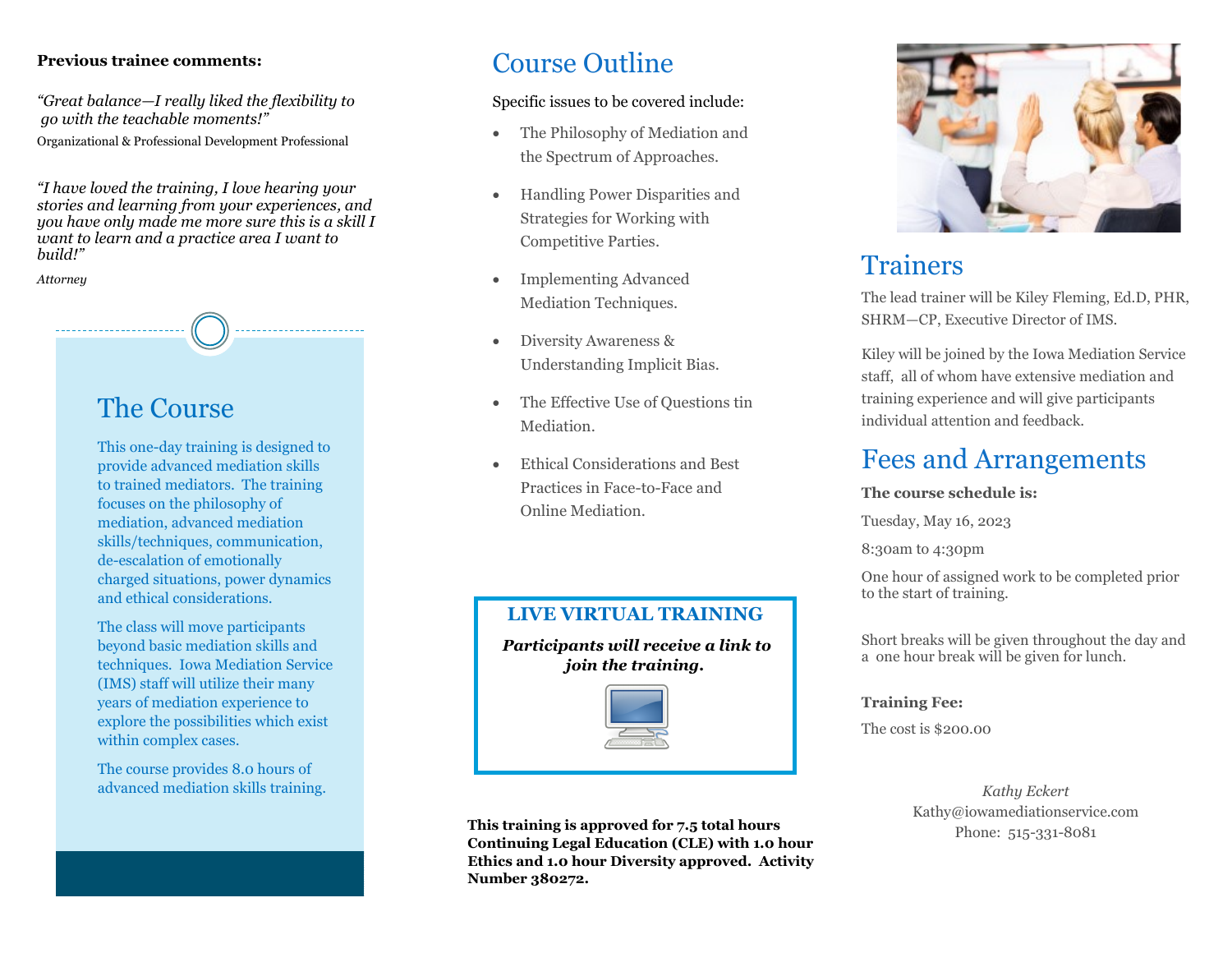**Previous trainee comments:**

*"Great balance—I really liked the flexibility to go with the teachable moments!"*

Organizational & Professional Development Professional

*"I have loved the training, I love hearing your stories and learning from your experiences, and you have only made me more sure this is a skill I want to learn and a practice area I want to build!"*

*Attorney*

## The Course

This one-day training is designed to provide advanced mediation skills to trained mediators. The training focuses on the philosophy of mediation, advanced mediation skills/techniques, communication, de-escalation of emotionally charged situations, power dynamics and ethical considerations.

The class will move participants beyond basic mediation skills and techniques. Iowa Mediation Service (IMS) staff will utilize their many years of mediation experience to explore the possibilities which exist within complex cases.

The course provides 8.0 hours of advanced mediation skills training.

## Course Outline

Specific issues to be covered include:

- The Philosophy of Mediation and the Spectrum of Approaches.
- Handling Power Disparities and Strategies for Working with Competitive Parties.
- Implementing Advanced Mediation Techniques.
- Diversity Awareness & Understanding Implicit Bias.
- The Effective Use of Questions tin Mediation.
- Ethical Considerations and Best Practices in Face-to-Face and Online Mediation.

**LIVE VIRTUAL TRAINING**

***Participants will receive a link to join the training.***

**This training is approved for 7.5 total hours Continuing Legal Education (CLE) with 1.0 hour Ethics and 1.0 hour Diversity approved. Activity Number 380272.**

## Trainers

The lead trainer will be Kiley Fleming, Ed.D, PHR, SHRM—CP, Executive Director of IMS.

Kiley will be joined by the Iowa Mediation Service staff, all of whom have extensive mediation and training experience and will give participants individual attention and feedback.

## Fees and Arrangements

**The course schedule is:**

Tuesday, May 16, 2023

8:30am to 4:30pm

One hour of assigned work to be completed prior to the start of training.

Short breaks will be given throughout the day and a one hour break will be given for lunch.

**Training Fee:**

The cost is $200.00

*Kathy Eckert*
Kathy@iowamediationservice.com
Phone: 515-331-8081